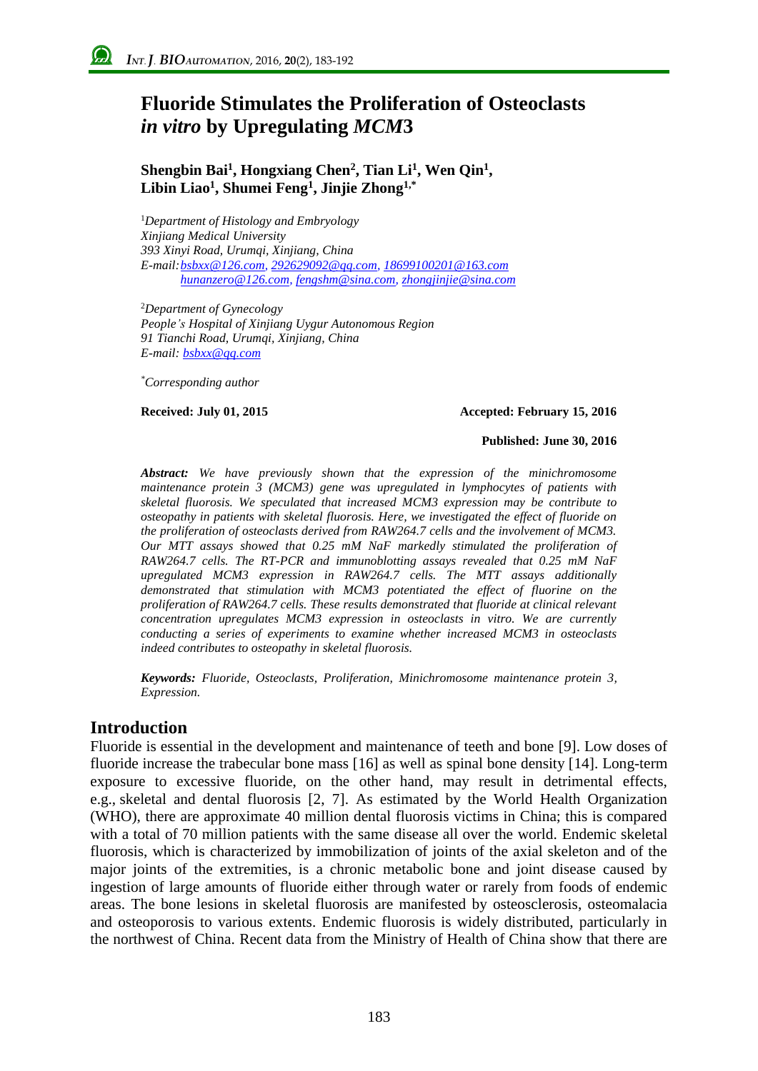# Fluoride Stimulates the Proliferation of Osteoclasts *in vitro* by Upregulating *MCM*3

**Shengbin Bai[1], Hongxiang Chen[2], Tian Li[1], Wen Qin[1], Libin Liao[1], Shumei Feng[1], Jinjie Zhong[1,*]**

[1]*Department of Histology and Embryology*
*Xinjiang Medical University*
*393 Xinyi Road, Urumqi, Xinjiang, China*
*E-mail: bsbxx@126.com, 292629092@qq.com, 18699100201@163.com*
*hunanzero@126.com, fengshm@sina.com, zhongjinjie@sina.com*

[2]*Department of Gynecology*
*People's Hospital of Xinjiang Uygur Autonomous Region*
*91 Tianchi Road, Urumqi, Xinjiang, China*
*E-mail: bsbxx@qq.com*

[*]*Corresponding author*

**Received: July 01, 2015** **Accepted: February 15, 2016**

**Published: June 30, 2016**

***Abstract:*** *We have previously shown that the expression of the minichromosome maintenance protein 3 (MCM3) gene was upregulated in lymphocytes of patients with skeletal fluorosis. We speculated that increased MCM3 expression may be contribute to osteopathy in patients with skeletal fluorosis. Here, we investigated the effect of fluoride on the proliferation of osteoclasts derived from RAW264.7 cells and the involvement of MCM3. Our MTT assays showed that 0.25 mM NaF markedly stimulated the proliferation of RAW264.7 cells. The RT-PCR and immunoblotting assays revealed that 0.25 mM NaF upregulated MCM3 expression in RAW264.7 cells. The MTT assays additionally demonstrated that stimulation with MCM3 potentiated the effect of fluorine on the proliferation of RAW264.7 cells. These results demonstrated that fluoride at clinical relevant concentration upregulates MCM3 expression in osteoclasts in vitro. We are currently conducting a series of experiments to examine whether increased MCM3 in osteoclasts indeed contributes to osteopathy in skeletal fluorosis.*

***Keywords:*** *Fluoride, Osteoclasts, Proliferation, Minichromosome maintenance protein 3, Expression.*

## Introduction

Fluoride is essential in the development and maintenance of teeth and bone [9]. Low doses of fluoride increase the trabecular bone mass [16] as well as spinal bone density [14]. Long-term exposure to excessive fluoride, on the other hand, may result in detrimental effects, e.g., skeletal and dental fluorosis [2, 7]. As estimated by the World Health Organization (WHO), there are approximate 40 million dental fluorosis victims in China; this is compared with a total of 70 million patients with the same disease all over the world. Endemic skeletal fluorosis, which is characterized by immobilization of joints of the axial skeleton and of the major joints of the extremities, is a chronic metabolic bone and joint disease caused by ingestion of large amounts of fluoride either through water or rarely from foods of endemic areas. The bone lesions in skeletal fluorosis are manifested by osteosclerosis, osteomalacia and osteoporosis to various extents. Endemic fluorosis is widely distributed, particularly in the northwest of China. Recent data from the Ministry of Health of China show that there are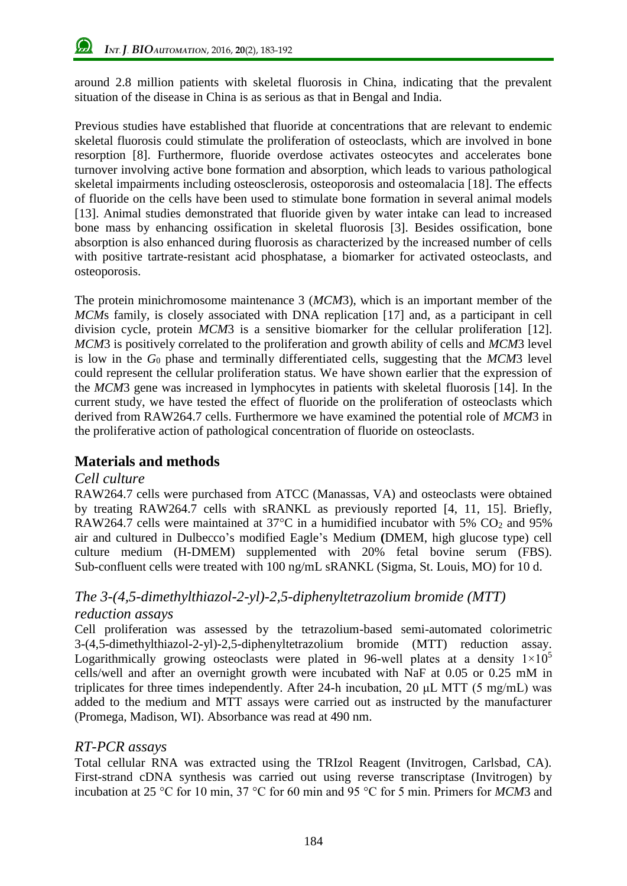around 2.8 million patients with skeletal fluorosis in China, indicating that the prevalent situation of the disease in China is as serious as that in Bengal and India.

Previous studies have established that fluoride at concentrations that are relevant to endemic skeletal fluorosis could stimulate the proliferation of osteoclasts, which are involved in bone resorption [8]. Furthermore, fluoride overdose activates osteocytes and accelerates bone turnover involving active bone formation and absorption, which leads to various pathological skeletal impairments including osteosclerosis, osteoporosis and osteomalacia [18]. The effects of fluoride on the cells have been used to stimulate bone formation in several animal models [13]. Animal studies demonstrated that fluoride given by water intake can lead to increased bone mass by enhancing ossification in skeletal fluorosis [3]. Besides ossification, bone absorption is also enhanced during fluorosis as characterized by the increased number of cells with positive tartrate-resistant acid phosphatase, a biomarker for activated osteoclasts, and osteoporosis.

The protein minichromosome maintenance 3 (*MCM*3), which is an important member of the *MCM*s family, is closely associated with DNA replication [17] and, as a participant in cell division cycle, protein *MCM*3 is a sensitive biomarker for the cellular proliferation [12]. *MCM*3 is positively correlated to the proliferation and growth ability of cells and *MCM*3 level is low in the $G_0$ phase and terminally differentiated cells, suggesting that the *MCM*3 level could represent the cellular proliferation status. We have shown earlier that the expression of the *MCM*3 gene was increased in lymphocytes in patients with skeletal fluorosis [14]. In the current study, we have tested the effect of fluoride on the proliferation of osteoclasts which derived from RAW264.7 cells. Furthermore we have examined the potential role of *MCM*3 in the proliferative action of pathological concentration of fluoride on osteoclasts.

## Materials and methods

### *Cell culture*

RAW264.7 cells were purchased from ATCC (Manassas, VA) and osteoclasts were obtained by treating RAW264.7 cells with sRANKL as previously reported [4, 11, 15]. Briefly, RAW264.7 cells were maintained at 37°C in a humidified incubator with 5% $CO_2$ and 95% air and cultured in Dulbecco's modified Eagle's Medium **(**DMEM, high glucose type) cell culture medium (H-DMEM) supplemented with 20% fetal bovine serum (FBS). Sub-confluent cells were treated with 100 ng/mL sRANKL (Sigma, St. Louis, MO) for 10 d.

### *The 3-(4,5-dimethylthiazol-2-yl)-2,5-diphenyltetrazolium bromide (MTT) reduction assays*

Cell proliferation was assessed by the tetrazolium-based semi-automated colorimetric 3-(4,5-dimethylthiazol-2-yl)-2,5-diphenyltetrazolium bromide (MTT) reduction assay. Logarithmically growing osteoclasts were plated in 96-well plates at a density $1 \times 10^5$ cells/well and after an overnight growth were incubated with NaF at 0.05 or 0.25 mM in triplicates for three times independently. After 24-h incubation, 20 μL MTT (5 mg/mL) was added to the medium and MTT assays were carried out as instructed by the manufacturer (Promega, Madison, WI). Absorbance was read at 490 nm.

### *RT-PCR assays*

Total cellular RNA was extracted using the TRIzol Reagent (Invitrogen, Carlsbad, CA). First-strand cDNA synthesis was carried out using reverse transcriptase (Invitrogen) by incubation at 25 °C for 10 min, 37 °C for 60 min and 95 °C for 5 min. Primers for *MCM*3 and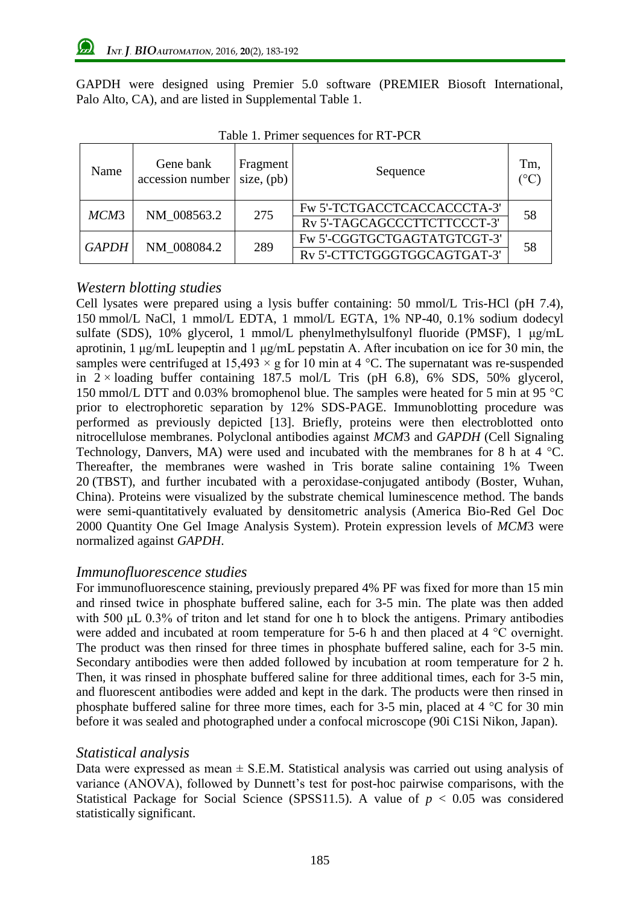GAPDH were designed using Premier 5.0 software (PREMIER Biosoft International, Palo Alto, CA), and are listed in Supplemental Table 1.

Table 1. Primer sequences for RT-PCR

| Name | Gene bank accession number | Fragment size, (pb) | Sequence | Tm, (°C) |
|---|---|---|---|---|
| *MCM*3 | NM_008563.2 | 275 | Fw 5'-TCTGACCTCACCACCCTA-3' | 58 |
| | | | Rv 5'-TAGCAGCCCTTCTTCCCT-3' | |
| *GAPDH* | NM_008084.2 | 289 | Fw 5'-CGGTGCTGAGTATGTCGT-3' | 58 |
| | | | Rv 5'-CTTCTGGGTGGCAGTGAT-3' | |

### *Western blotting studies*

Cell lysates were prepared using a lysis buffer containing: 50 mmol/L Tris-HCl (pH 7.4), 150 mmol/L NaCl, 1 mmol/L EDTA, 1 mmol/L EGTA, 1% NP-40, 0.1% sodium dodecyl sulfate (SDS), 10% glycerol, 1 mmol/L phenylmethylsulfonyl fluoride (PMSF), 1 μg/mL aprotinin, 1 μg/mL leupeptin and 1 μg/mL pepstatin A. After incubation on ice for 30 min, the samples were centrifuged at $15{,}493 \times g$ for 10 min at 4 °C. The supernatant was re-suspended in $2 \times$ loading buffer containing 187.5 mol/L Tris (pH 6.8), 6% SDS, 50% glycerol, 150 mmol/L DTT and 0.03% bromophenol blue. The samples were heated for 5 min at 95 °C prior to electrophoretic separation by 12% SDS-PAGE. Immunoblotting procedure was performed as previously depicted [13]. Briefly, proteins were then electroblotted onto nitrocellulose membranes. Polyclonal antibodies against *MCM*3 and *GAPDH* (Cell Signaling Technology, Danvers, MA) were used and incubated with the membranes for 8 h at 4 °C. Thereafter, the membranes were washed in Tris borate saline containing 1% Tween 20 (TBST), and further incubated with a peroxidase-conjugated antibody (Boster, Wuhan, China). Proteins were visualized by the substrate chemical luminescence method. The bands were semi-quantitatively evaluated by densitometric analysis (America Bio-Red Gel Doc 2000 Quantity One Gel Image Analysis System). Protein expression levels of *MCM*3 were normalized against *GAPDH*.

### *Immunofluorescence studies*

For immunofluorescence staining, previously prepared 4% PF was fixed for more than 15 min and rinsed twice in phosphate buffered saline, each for 3-5 min. The plate was then added with 500 μL 0.3% of triton and let stand for one h to block the antigens. Primary antibodies were added and incubated at room temperature for 5-6 h and then placed at 4 °C overnight. The product was then rinsed for three times in phosphate buffered saline, each for 3-5 min. Secondary antibodies were then added followed by incubation at room temperature for 2 h. Then, it was rinsed in phosphate buffered saline for three additional times, each for 3-5 min, and fluorescent antibodies were added and kept in the dark. The products were then rinsed in phosphate buffered saline for three more times, each for 3-5 min, placed at 4 °C for 30 min before it was sealed and photographed under a confocal microscope (90i C1Si Nikon, Japan).

### *Statistical analysis*

Data were expressed as mean ± S.E.M. Statistical analysis was carried out using analysis of variance (ANOVA), followed by Dunnett's test for post-hoc pairwise comparisons, with the Statistical Package for Social Science (SPSS11.5). A value of $p < 0.05$ was considered statistically significant.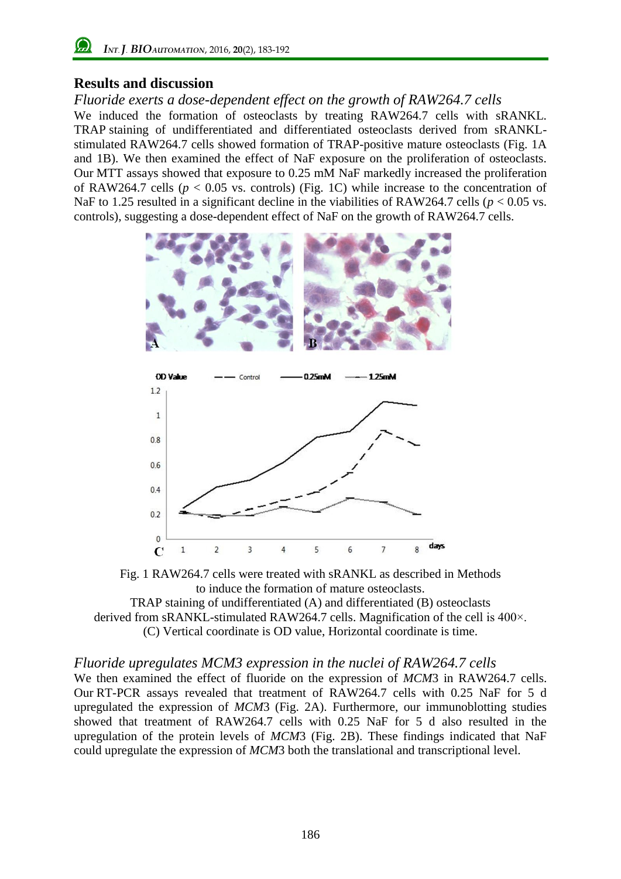## Results and discussion

### *Fluoride exerts a dose-dependent effect on the growth of RAW264.7 cells*

We induced the formation of osteoclasts by treating RAW264.7 cells with sRANKL. TRAP staining of undifferentiated and differentiated osteoclasts derived from sRANKL-stimulated RAW264.7 cells showed formation of TRAP-positive mature osteoclasts (Fig. 1A and 1B). We then examined the effect of NaF exposure on the proliferation of osteoclasts. Our MTT assays showed that exposure to 0.25 mM NaF markedly increased the proliferation of RAW264.7 cells ($p < 0.05$ vs. controls) (Fig. 1C) while increase to the concentration of NaF to 1.25 resulted in a significant decline in the viabilities of RAW264.7 cells ($p < 0.05$ vs. controls), suggesting a dose-dependent effect of NaF on the growth of RAW264.7 cells.

Fig. 1 RAW264.7 cells were treated with sRANKL as described in Methods to induce the formation of mature osteoclasts.
TRAP staining of undifferentiated (A) and differentiated (B) osteoclasts derived from sRANKL-stimulated RAW264.7 cells. Magnification of the cell is 400×.
(C) Vertical coordinate is OD value, Horizontal coordinate is time.

### *Fluoride upregulates MCM3 expression in the nuclei of RAW264.7 cells*

We then examined the effect of fluoride on the expression of *MCM*3 in RAW264.7 cells. Our RT-PCR assays revealed that treatment of RAW264.7 cells with 0.25 NaF for 5 d upregulated the expression of *MCM*3 (Fig. 2A). Furthermore, our immunoblotting studies showed that treatment of RAW264.7 cells with 0.25 NaF for 5 d also resulted in the upregulation of the protein levels of *MCM*3 (Fig. 2B). These findings indicated that NaF could upregulate the expression of *MCM*3 both the translational and transcriptional level.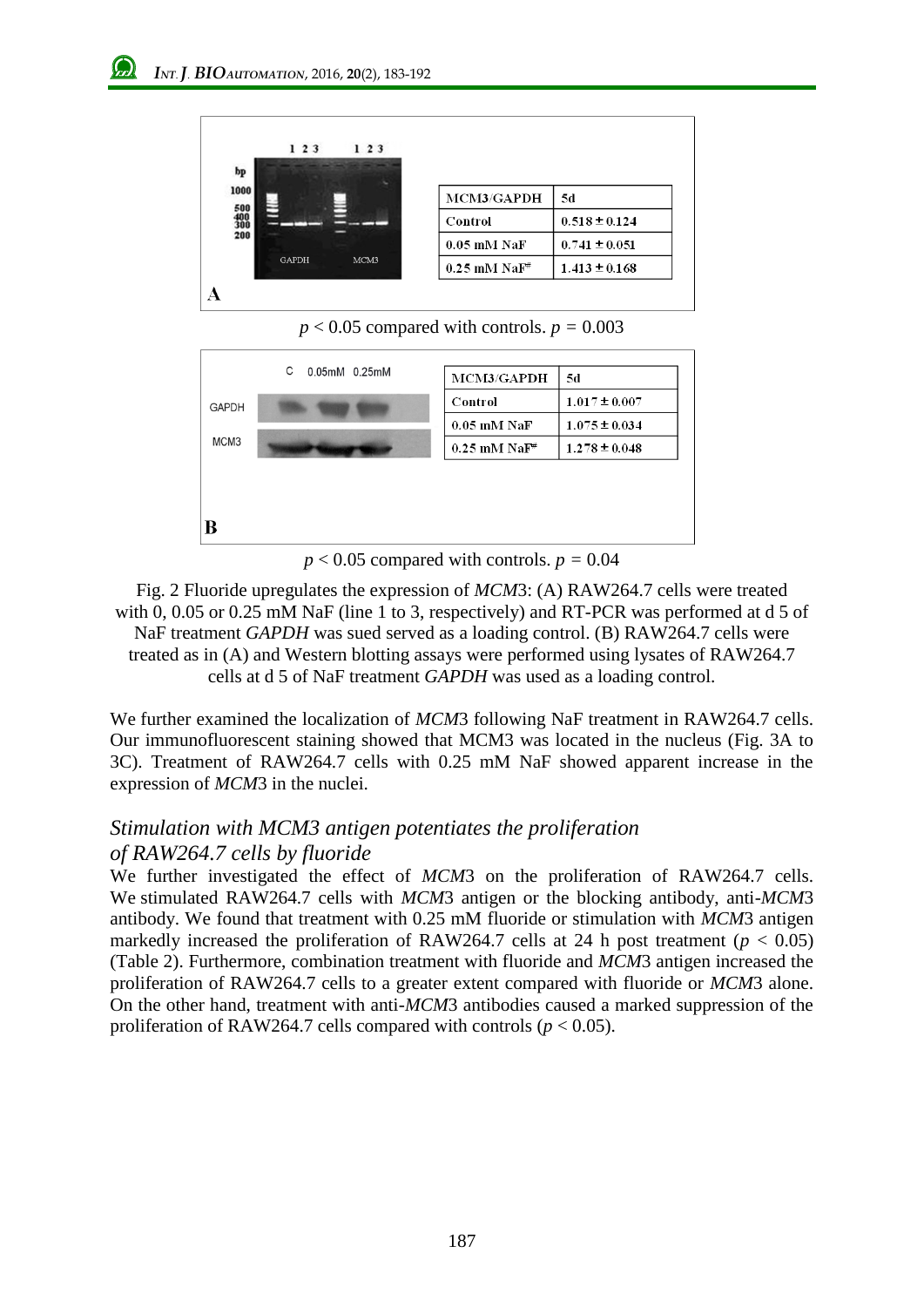| MCM3/GAPDH | 5d |
|---|---|
| Control | 0.518 ± 0.124 |
| 0.05 mM NaF | 0.741 ± 0.051 |
| 0.25 mM NaF[#] | 1.413 ± 0.168 |

A

$p < 0.05$ compared with controls. $p = 0.003$

| MCM3/GAPDH | 5d |
|---|---|
| Control | 1.017 ± 0.007 |
| 0.05 mM NaF | 1.075 ± 0.034 |
| 0.25 mM NaF[#] | 1.278 ± 0.048 |

B

$p < 0.05$ compared with controls. $p = 0.04$

Fig. 2 Fluoride upregulates the expression of *MCM*3: (A) RAW264.7 cells were treated with 0, 0.05 or 0.25 mM NaF (line 1 to 3, respectively) and RT-PCR was performed at d 5 of NaF treatment *GAPDH* was sued served as a loading control. (B) RAW264.7 cells were treated as in (A) and Western blotting assays were performed using lysates of RAW264.7 cells at d 5 of NaF treatment *GAPDH* was used as a loading control.

We further examined the localization of *MCM*3 following NaF treatment in RAW264.7 cells. Our immunofluorescent staining showed that MCM3 was located in the nucleus (Fig. 3A to 3C). Treatment of RAW264.7 cells with 0.25 mM NaF showed apparent increase in the expression of *MCM*3 in the nuclei.

### *Stimulation with MCM3 antigen potentiates the proliferation of RAW264.7 cells by fluoride*

We further investigated the effect of *MCM*3 on the proliferation of RAW264.7 cells. We stimulated RAW264.7 cells with *MCM*3 antigen or the blocking antibody, anti-*MCM*3 antibody. We found that treatment with 0.25 mM fluoride or stimulation with *MCM*3 antigen markedly increased the proliferation of RAW264.7 cells at 24 h post treatment ($p < 0.05$) (Table 2). Furthermore, combination treatment with fluoride and *MCM*3 antigen increased the proliferation of RAW264.7 cells to a greater extent compared with fluoride or *MCM*3 alone. On the other hand, treatment with anti-*MCM*3 antibodies caused a marked suppression of the proliferation of RAW264.7 cells compared with controls ($p < 0.05$).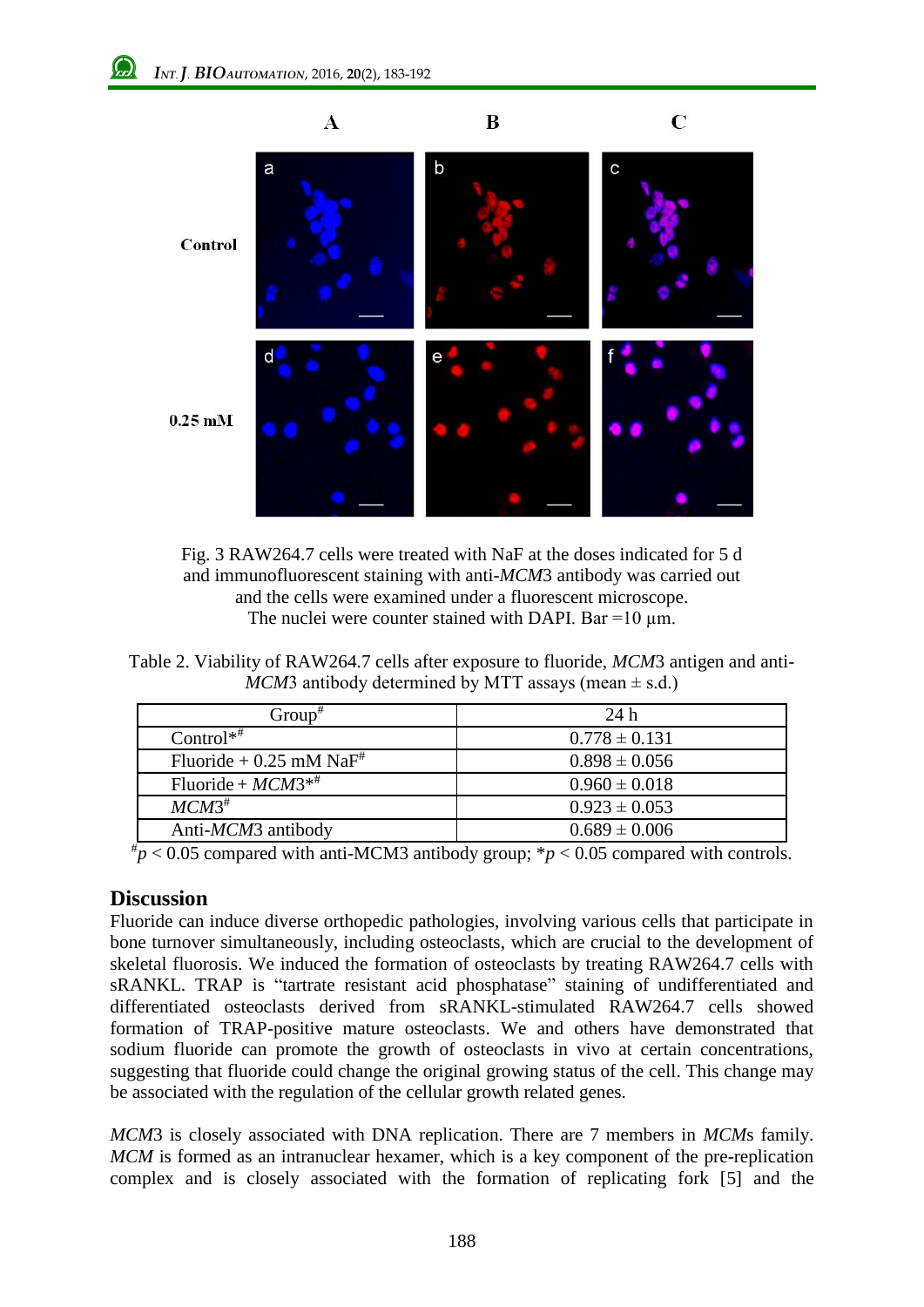Fig. 3 RAW264.7 cells were treated with NaF at the doses indicated for 5 d and immunofluorescent staining with anti-*MCM*3 antibody was carried out and the cells were examined under a fluorescent microscope. The nuclei were counter stained with DAPI. Bar =10 μm.

Table 2. Viability of RAW264.7 cells after exposure to fluoride, *MCM*3 antigen and anti-*MCM*3 antibody determined by MTT assays (mean ± s.d.)

| Group# | 24 h |
|---|---|
| Control*# | 0.778 ± 0.131 |
| Fluoride + 0.25 mM NaF# | 0.898 ± 0.056 |
| Fluoride + *MCM*3*# | 0.960 ± 0.018 |
| *MCM*3# | 0.923 ± 0.053 |
| Anti-*MCM*3 antibody | 0.689 ± 0.006 |

#$p < 0.05$ compared with anti-MCM3 antibody group; *$p < 0.05$ compared with controls.

## Discussion

Fluoride can induce diverse orthopedic pathologies, involving various cells that participate in bone turnover simultaneously, including osteoclasts, which are crucial to the development of skeletal fluorosis. We induced the formation of osteoclasts by treating RAW264.7 cells with sRANKL. TRAP is "tartrate resistant acid phosphatase" staining of undifferentiated and differentiated osteoclasts derived from sRANKL-stimulated RAW264.7 cells showed formation of TRAP-positive mature osteoclasts. We and others have demonstrated that sodium fluoride can promote the growth of osteoclasts in vivo at certain concentrations, suggesting that fluoride could change the original growing status of the cell. This change may be associated with the regulation of the cellular growth related genes.

*MCM*3 is closely associated with DNA replication. There are 7 members in *MCM*s family. *MCM* is formed as an intranuclear hexamer, which is a key component of the pre-replication complex and is closely associated with the formation of replicating fork [5] and the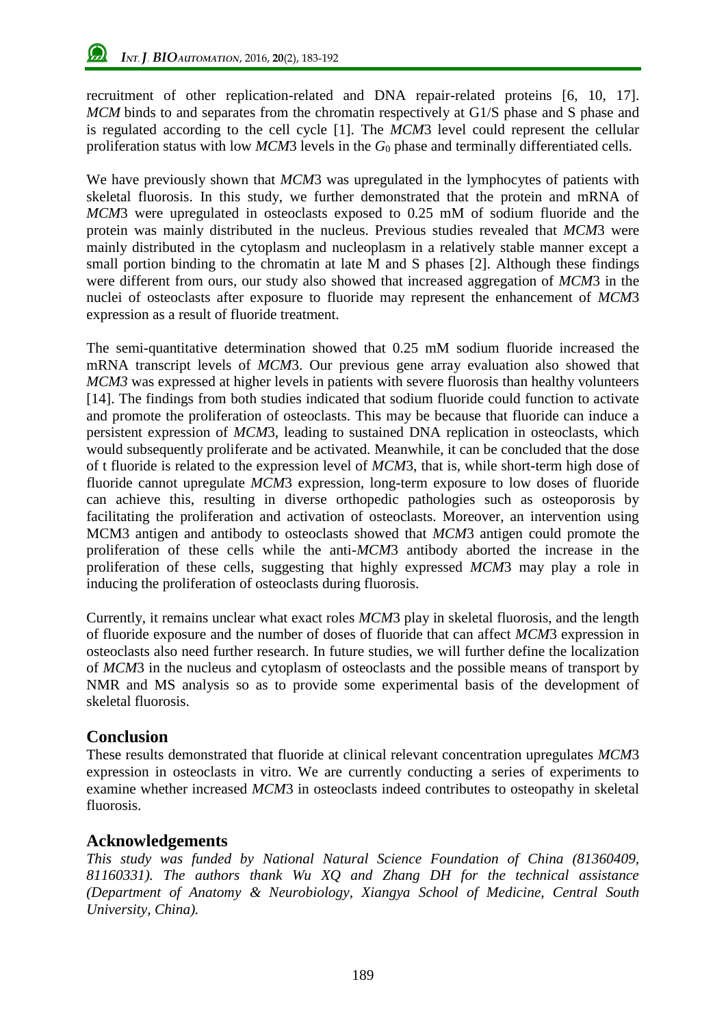recruitment of other replication-related and DNA repair-related proteins [6, 10, 17]. *MCM* binds to and separates from the chromatin respectively at G1/S phase and S phase and is regulated according to the cell cycle [1]. The *MCM*3 level could represent the cellular proliferation status with low *MCM*3 levels in the $G_0$ phase and terminally differentiated cells.

We have previously shown that *MCM*3 was upregulated in the lymphocytes of patients with skeletal fluorosis. In this study, we further demonstrated that the protein and mRNA of *MCM*3 were upregulated in osteoclasts exposed to 0.25 mM of sodium fluoride and the protein was mainly distributed in the nucleus. Previous studies revealed that *MCM*3 were mainly distributed in the cytoplasm and nucleoplasm in a relatively stable manner except a small portion binding to the chromatin at late M and S phases [2]. Although these findings were different from ours, our study also showed that increased aggregation of *MCM*3 in the nuclei of osteoclasts after exposure to fluoride may represent the enhancement of *MCM*3 expression as a result of fluoride treatment.

The semi-quantitative determination showed that 0.25 mM sodium fluoride increased the mRNA transcript levels of *MCM*3. Our previous gene array evaluation also showed that *MCM3* was expressed at higher levels in patients with severe fluorosis than healthy volunteers [14]. The findings from both studies indicated that sodium fluoride could function to activate and promote the proliferation of osteoclasts. This may be because that fluoride can induce a persistent expression of *MCM*3, leading to sustained DNA replication in osteoclasts, which would subsequently proliferate and be activated. Meanwhile, it can be concluded that the dose of t fluoride is related to the expression level of *MCM*3, that is, while short-term high dose of fluoride cannot upregulate *MCM*3 expression, long-term exposure to low doses of fluoride can achieve this, resulting in diverse orthopedic pathologies such as osteoporosis by facilitating the proliferation and activation of osteoclasts. Moreover, an intervention using MCM3 antigen and antibody to osteoclasts showed that *MCM*3 antigen could promote the proliferation of these cells while the anti-*MCM*3 antibody aborted the increase in the proliferation of these cells, suggesting that highly expressed *MCM*3 may play a role in inducing the proliferation of osteoclasts during fluorosis.

Currently, it remains unclear what exact roles *MCM*3 play in skeletal fluorosis, and the length of fluoride exposure and the number of doses of fluoride that can affect *MCM*3 expression in osteoclasts also need further research. In future studies, we will further define the localization of *MCM*3 in the nucleus and cytoplasm of osteoclasts and the possible means of transport by NMR and MS analysis so as to provide some experimental basis of the development of skeletal fluorosis.

## Conclusion

These results demonstrated that fluoride at clinical relevant concentration upregulates *MCM*3 expression in osteoclasts in vitro. We are currently conducting a series of experiments to examine whether increased *MCM*3 in osteoclasts indeed contributes to osteopathy in skeletal fluorosis.

## Acknowledgements

*This study was funded by National Natural Science Foundation of China (81360409, 81160331). The authors thank Wu XQ and Zhang DH for the technical assistance (Department of Anatomy & Neurobiology, Xiangya School of Medicine, Central South University, China).*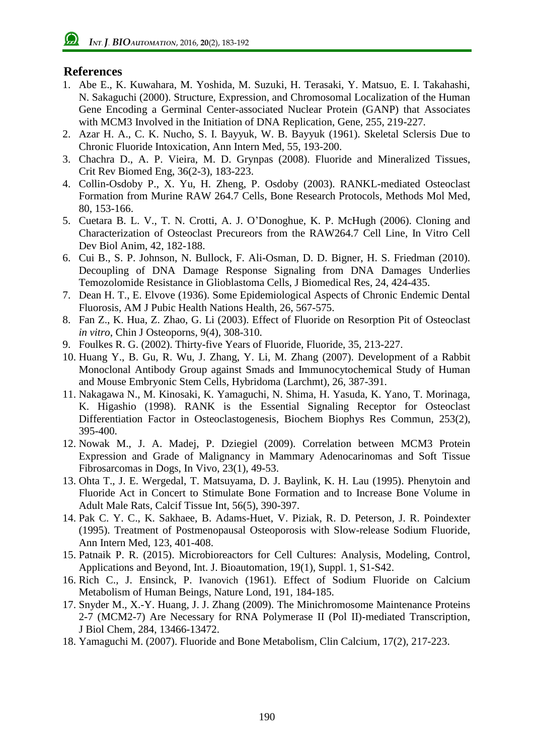## References

1. Abe E., K. Kuwahara, M. Yoshida, M. Suzuki, H. Terasaki, Y. Matsuo, E. I. Takahashi, N. Sakaguchi (2000). Structure, Expression, and Chromosomal Localization of the Human Gene Encoding a Germinal Center-associated Nuclear Protein (GANP) that Associates with MCM3 Involved in the Initiation of DNA Replication, Gene, 255, 219-227.
2. Azar H. A., C. K. Nucho, S. I. Bayyuk, W. B. Bayyuk (1961). Skeletal Sclersis Due to Chronic Fluoride Intoxication, Ann Intern Med, 55, 193-200.
3. Chachra D., A. P. Vieira, M. D. Grynpas (2008). Fluoride and Mineralized Tissues, Crit Rev Biomed Eng, 36(2-3), 183-223.
4. Collin-Osdoby P., X. Yu, H. Zheng, P. Osdoby (2003). RANKL-mediated Osteoclast Formation from Murine RAW 264.7 Cells, Bone Research Protocols, Methods Mol Med, 80, 153-166.
5. Cuetara B. L. V., T. N. Crotti, A. J. O'Donoghue, K. P. McHugh (2006). Cloning and Characterization of Osteoclast Precureors from the RAW264.7 Cell Line, In Vitro Cell Dev Biol Anim, 42, 182-188.
6. Cui B., S. P. Johnson, N. Bullock, F. Ali-Osman, D. D. Bigner, H. S. Friedman (2010). Decoupling of DNA Damage Response Signaling from DNA Damages Underlies Temozolomide Resistance in Glioblastoma Cells, J Biomedical Res, 24, 424-435.
7. Dean H. T., E. Elvove (1936). Some Epidemiological Aspects of Chronic Endemic Dental Fluorosis, AM J Pubic Health Nations Health, 26, 567-575.
8. Fan Z., K. Hua, Z. Zhao, G. Li (2003). Effect of Fluoride on Resorption Pit of Osteoclast *in vitro*, Chin J Osteoporns, 9(4), 308-310.
9. Foulkes R. G. (2002). Thirty-five Years of Fluoride, Fluoride, 35, 213-227.
10. Huang Y., B. Gu, R. Wu, J. Zhang, Y. Li, M. Zhang (2007). Development of a Rabbit Monoclonal Antibody Group against Smads and Immunocytochemical Study of Human and Mouse Embryonic Stem Cells, Hybridoma (Larchmt), 26, 387-391.
11. Nakagawa N., M. Kinosaki, K. Yamaguchi, N. Shima, H. Yasuda, K. Yano, T. Morinaga, K. Higashio (1998). RANK is the Essential Signaling Receptor for Osteoclast Differentiation Factor in Osteoclastogenesis, Biochem Biophys Res Commun, 253(2), 395-400.
12. Nowak M., J. A. Madej, P. Dziegiel (2009). Correlation between MCM3 Protein Expression and Grade of Malignancy in Mammary Adenocarinomas and Soft Tissue Fibrosarcomas in Dogs, In Vivo, 23(1), 49-53.
13. Ohta T., J. E. Wergedal, T. Matsuyama, D. J. Baylink, K. H. Lau (1995). Phenytoin and Fluoride Act in Concert to Stimulate Bone Formation and to Increase Bone Volume in Adult Male Rats, Calcif Tissue Int, 56(5), 390-397.
14. Pak C. Y. C., K. Sakhaee, B. Adams-Huet, V. Piziak, R. D. Peterson, J. R. Poindexter (1995). Treatment of Postmenopausal Osteoporosis with Slow-release Sodium Fluoride, Ann Intern Med, 123, 401-408.
15. Patnaik P. R. (2015). Microbioreactors for Cell Cultures: Analysis, Modeling, Control, Applications and Beyond, Int. J. Bioautomation, 19(1), Suppl. 1, S1-S42.
16. Rich C., J. Ensinck, P. Ivanovich (1961). Effect of Sodium Fluoride on Calcium Metabolism of Human Beings, Nature Lond, 191, 184-185.
17. Snyder M., X.-Y. Huang, J. J. Zhang (2009). The Minichromosome Maintenance Proteins 2-7 (MCM2-7) Are Necessary for RNA Polymerase II (Pol II)-mediated Transcription, J Biol Chem, 284, 13466-13472.
18. Yamaguchi M. (2007). Fluoride and Bone Metabolism, Clin Calcium, 17(2), 217-223.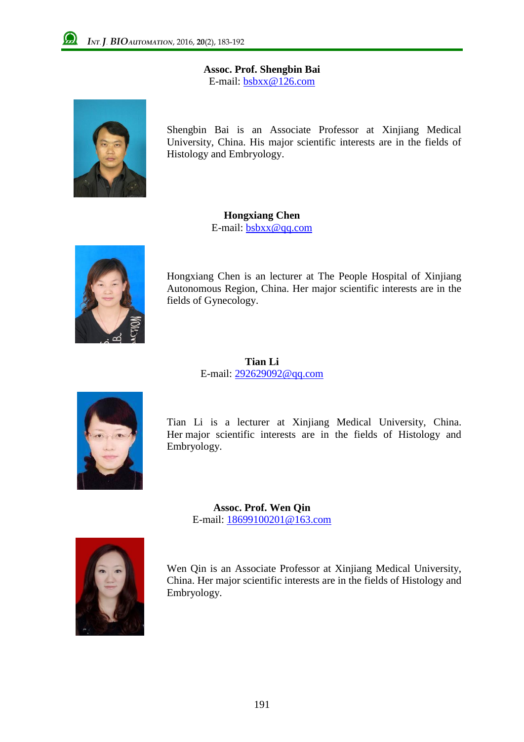**Assoc. Prof. Shengbin Bai**
E-mail: bsbxx@126.com

Shengbin Bai is an Associate Professor at Xinjiang Medical University, China. His major scientific interests are in the fields of Histology and Embryology.

**Hongxiang Chen**
E-mail: bsbxx@qq.com

Hongxiang Chen is an lecturer at The People Hospital of Xinjiang Autonomous Region, China. Her major scientific interests are in the fields of Gynecology.

**Tian Li**
E-mail: 292629092@qq.com

Tian Li is a lecturer at Xinjiang Medical University, China. Her major scientific interests are in the fields of Histology and Embryology.

**Assoc. Prof. Wen Qin**
E-mail: 18699100201@163.com

Wen Qin is an Associate Professor at Xinjiang Medical University, China. Her major scientific interests are in the fields of Histology and Embryology.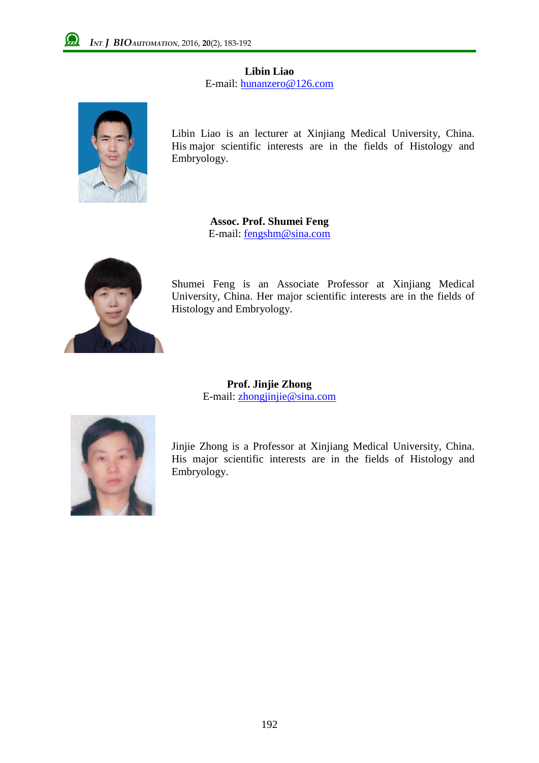**Libin Liao**
E-mail: hunanzero@126.com

Libin Liao is an lecturer at Xinjiang Medical University, China. His major scientific interests are in the fields of Histology and Embryology.

**Assoc. Prof. Shumei Feng**
E-mail: fengshm@sina.com

Shumei Feng is an Associate Professor at Xinjiang Medical University, China. Her major scientific interests are in the fields of Histology and Embryology.

**Prof. Jinjie Zhong**
E-mail: zhongjinjie@sina.com

Jinjie Zhong is a Professor at Xinjiang Medical University, China. His major scientific interests are in the fields of Histology and Embryology.